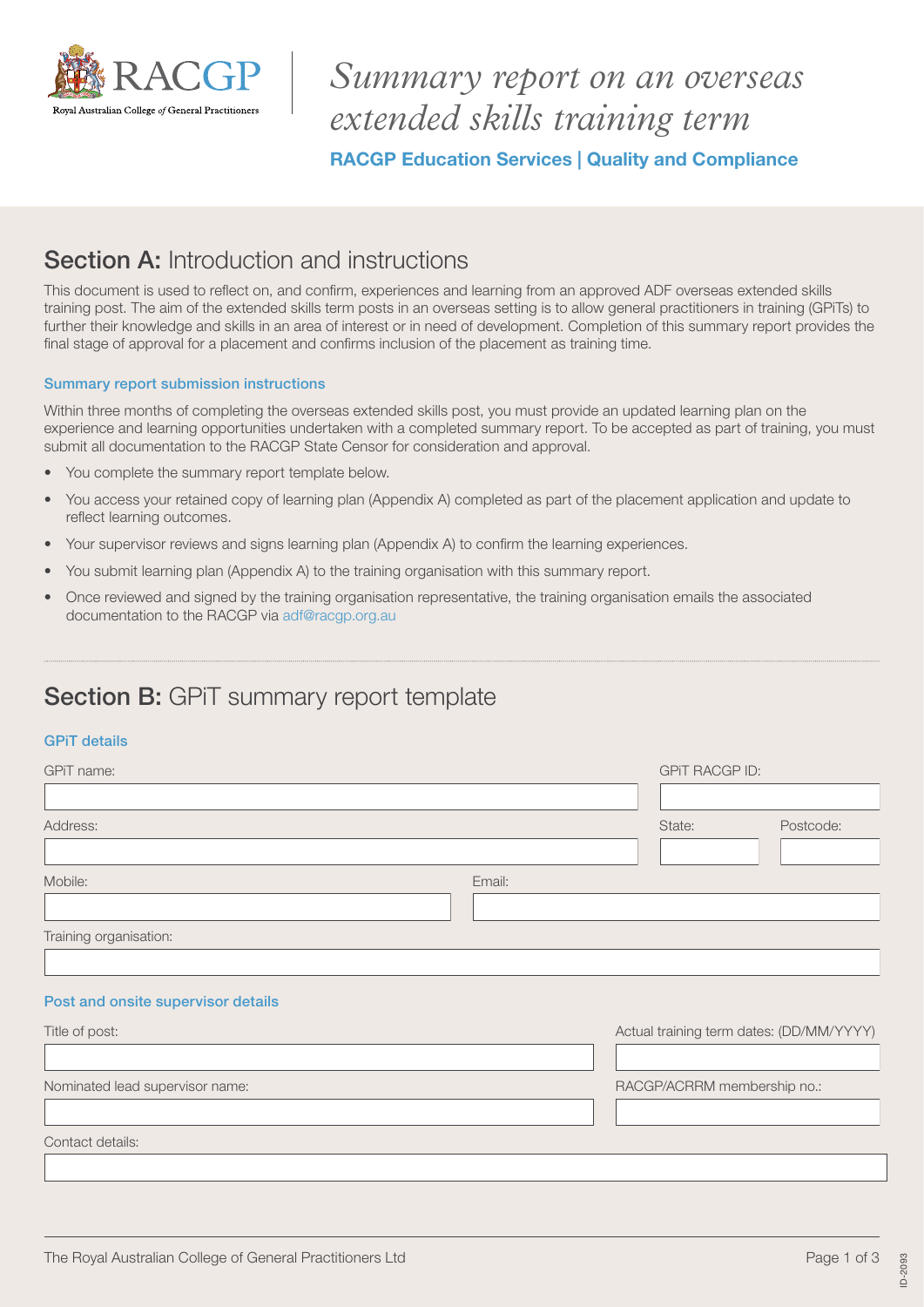# Summary report on an overseas extended skills training term

**RACGP Education Services | Quality and Compliance**

## **Section A:** Introduction and instructions

This document is used to reflect on, and confirm, experiences and learning from an approved ADF overseas extended skills training post. The aim of the extended skills term posts in an overseas setting is to allow general practitioners in training (GPiTs) to further their knowledge and skills in an area of interest or in need of development. Completion of this summary report provides the final stage of approval for a placement and confirms inclusion of the placement as training time.

### Summary report submission instructions

Within three months of completing the overseas extended skills post, you must provide an updated learning plan on the experience and learning opportunities undertaken with a completed summary report. To be accepted as part of training, you must submit all documentation to the RACGP State Censor for consideration and approval.

- You complete the summary report template below.
- You access your retained copy of learning plan (Appendix A) completed as part of the placement application and update to reflect learning outcomes.
- Your supervisor reviews and signs learning plan (Appendix A) to confirm the learning experiences.
- You submit learning plan (Appendix A) to the training organisation with this summary report.
- Once reviewed and signed by the training organisation representative, the training organisation emails the associated documentation to the RACGP via adf@racgp.org.au

## **Section B:** GPiT summary report template

### GPiT details

GPiT name:

GPiT RACGP ID:

Address:

State:

Postcode:

Mobile:

Email:

Training organisation:

### Post and onsite supervisor details

Title of post:

Actual training term dates: (DD/MM/YYYY)

Nominated lead supervisor name:

RACGP/ACRRM membership no.:

Contact details: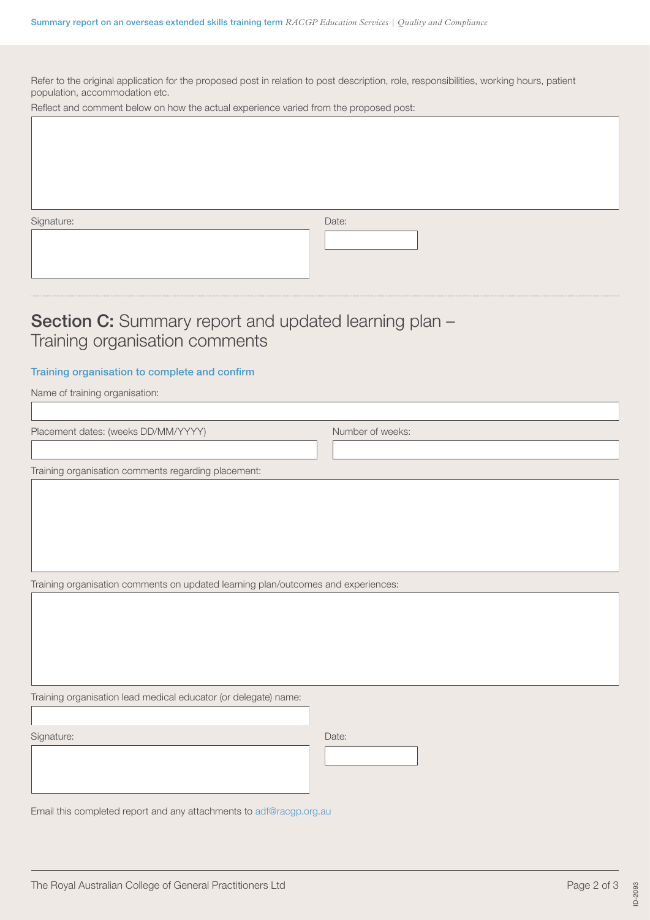Refer to the original application for the proposed post in relation to post description, role, responsibilities, working hours, patient population, accommodation etc.

Reflect and comment below on how the actual experience varied from the proposed post:

Signature:

Date:

## **Section C:** Summary report and updated learning plan – Training organisation comments

### Training organisation to complete and confirm

Name of training organisation:

Placement dates: (weeks DD/MM/YYYY)

Number of weeks:

Training organisation comments regarding placement:

Training organisation comments on updated learning plan/outcomes and experiences:

Training organisation lead medical educator (or delegate) name:

Signature:

Date:

Email this completed report and any attachments to adf@racgp.org.au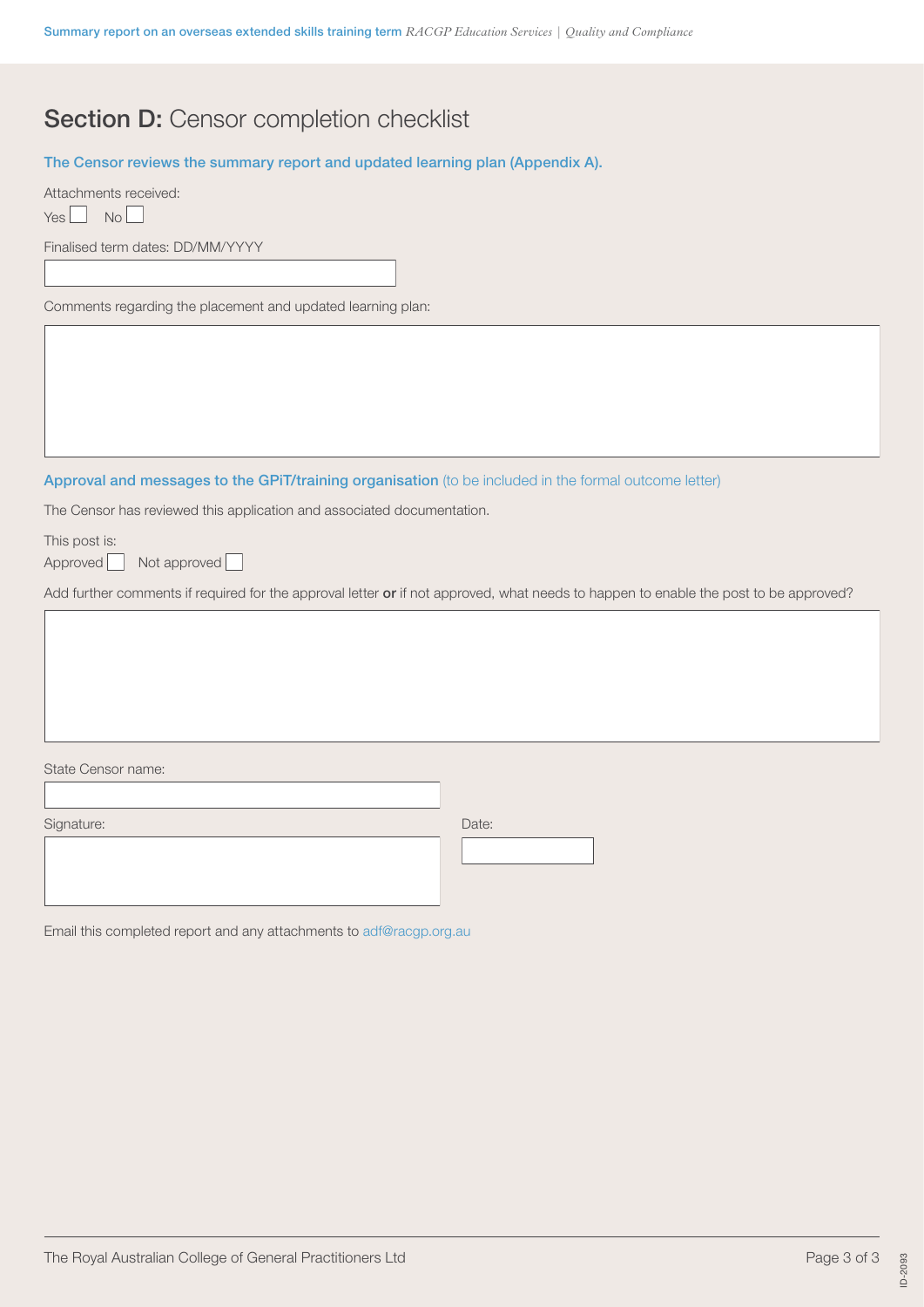## **Section D:** Censor completion checklist

**The Censor reviews the summary report and updated learning plan (Appendix A).**

Attachments received:

Yes ☐ No ☐

Finalised term dates: DD/MM/YYYY

Comments regarding the placement and updated learning plan:

**Approval and messages to the GPiT/training organisation** (to be included in the formal outcome letter)

The Censor has reviewed this application and associated documentation.

This post is:

Approved ☐ Not approved ☐

Add further comments if required for the approval letter **or** if not approved, what needs to happen to enable the post to be approved?

State Censor name:

Signature:

Date:

Email this completed report and any attachments to adf@racgp.org.au